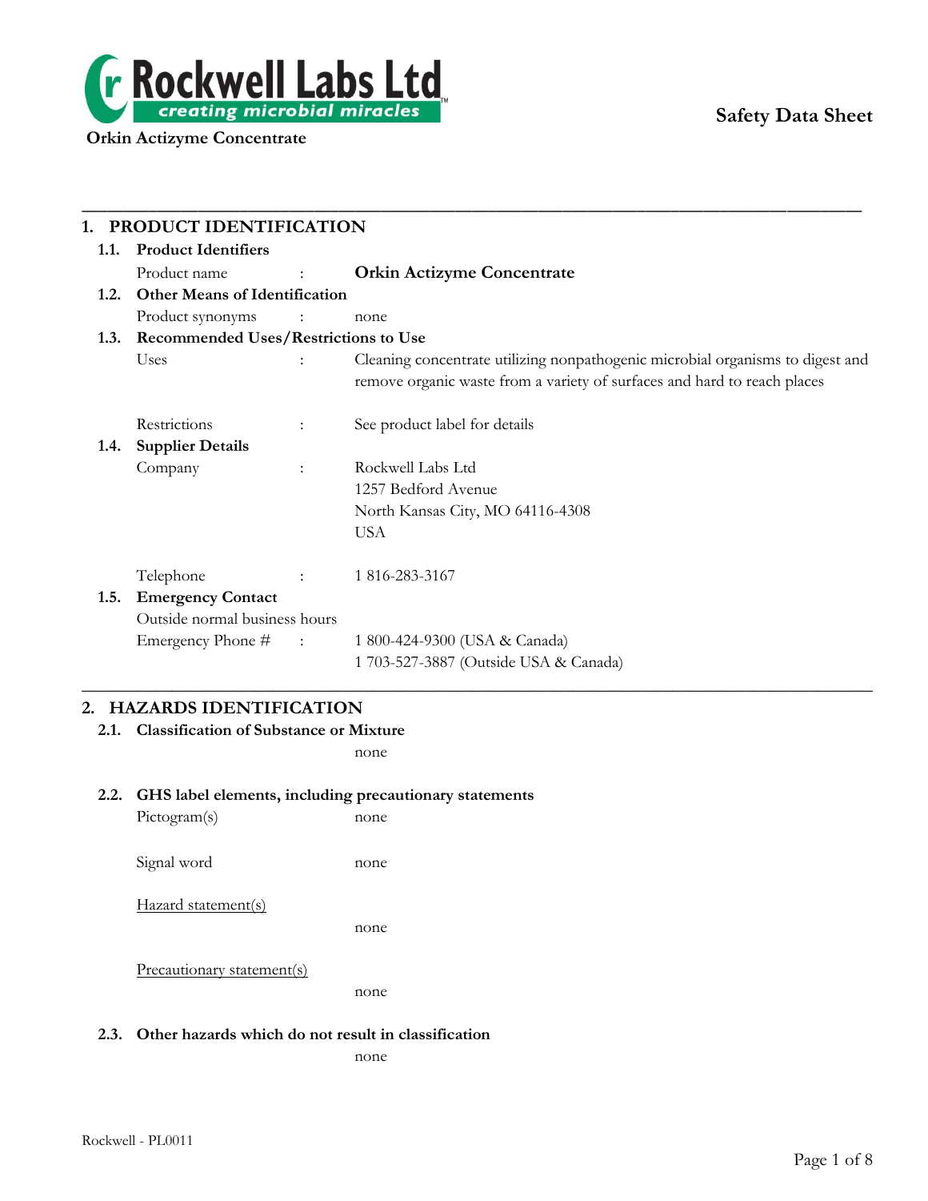Rockwell Labs Ltd

creating microbial miracles™

**Orkin Actizyme Concentrate**

**Safety Data Sheet**

## 1. PRODUCT IDENTIFICATION

### 1.1. Product Identifiers

Product name : **Orkin Actizyme Concentrate**

### 1.2. Other Means of Identification

Product synonyms : none

### 1.3. Recommended Uses/Restrictions to Use

Uses : Cleaning concentrate utilizing nonpathogenic microbial organisms to digest and remove organic waste from a variety of surfaces and hard to reach places

Restrictions : See product label for details

### 1.4. Supplier Details

Company : Rockwell Labs Ltd
1257 Bedford Avenue
North Kansas City, MO 64116-4308
USA

Telephone : 1 816-283-3167

### 1.5. Emergency Contact

Outside normal business hours

Emergency Phone # : 1 800-424-9300 (USA & Canada)
1 703-527-3887 (Outside USA & Canada)

## 2. HAZARDS IDENTIFICATION

### 2.1. Classification of Substance or Mixture

none

### 2.2. GHS label elements, including precautionary statements

Pictogram(s) none

Signal word none

Hazard statement(s)

none

Precautionary statement(s)

none

### 2.3. Other hazards which do not result in classification

none

Rockwell - PL0011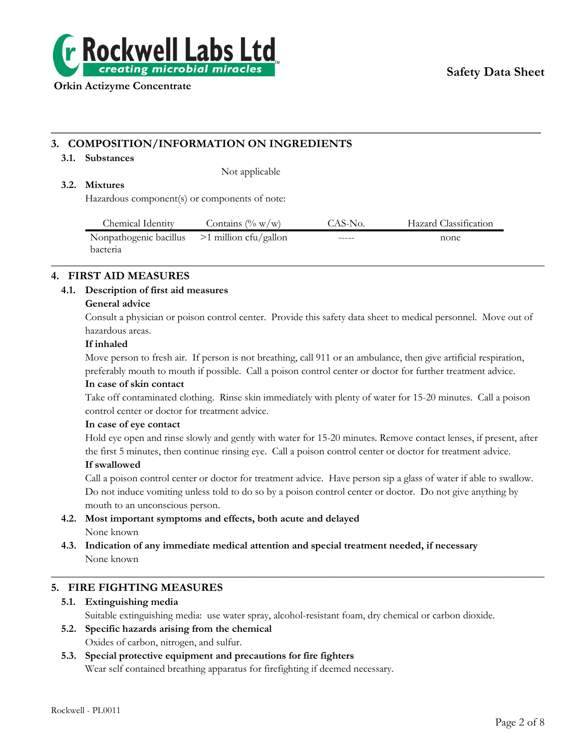## 3. COMPOSITION/INFORMATION ON INGREDIENTS

### 3.1. Substances

Not applicable

### 3.2. Mixtures

Hazardous component(s) or components of note:

| Chemical Identity | Contains (% w/w) | CAS-No. | Hazard Classification |
|---|---|---|---|
| Nonpathogenic bacillus bacteria | >1 million cfu/gallon | ----- | none |

## 4. FIRST AID MEASURES

### 4.1. Description of first aid measures

**General advice**

Consult a physician or poison control center. Provide this safety data sheet to medical personnel. Move out of hazardous areas.

**If inhaled**

Move person to fresh air. If person is not breathing, call 911 or an ambulance, then give artificial respiration, preferably mouth to mouth if possible. Call a poison control center or doctor for further treatment advice.

**In case of skin contact**

Take off contaminated clothing. Rinse skin immediately with plenty of water for 15-20 minutes. Call a poison control center or doctor for treatment advice.

**In case of eye contact**

Hold eye open and rinse slowly and gently with water for 15-20 minutes. Remove contact lenses, if present, after the first 5 minutes, then continue rinsing eye. Call a poison control center or doctor for treatment advice.

**If swallowed**

Call a poison control center or doctor for treatment advice. Have person sip a glass of water if able to swallow. Do not induce vomiting unless told to do so by a poison control center or doctor. Do not give anything by mouth to an unconscious person.

### 4.2. Most important symptoms and effects, both acute and delayed

None known

### 4.3. Indication of any immediate medical attention and special treatment needed, if necessary

None known

## 5. FIRE FIGHTING MEASURES

### 5.1. Extinguishing media

Suitable extinguishing media: use water spray, alcohol-resistant foam, dry chemical or carbon dioxide.

### 5.2. Specific hazards arising from the chemical

Oxides of carbon, nitrogen, and sulfur.

### 5.3. Special protective equipment and precautions for fire fighters

Wear self contained breathing apparatus for firefighting if deemed necessary.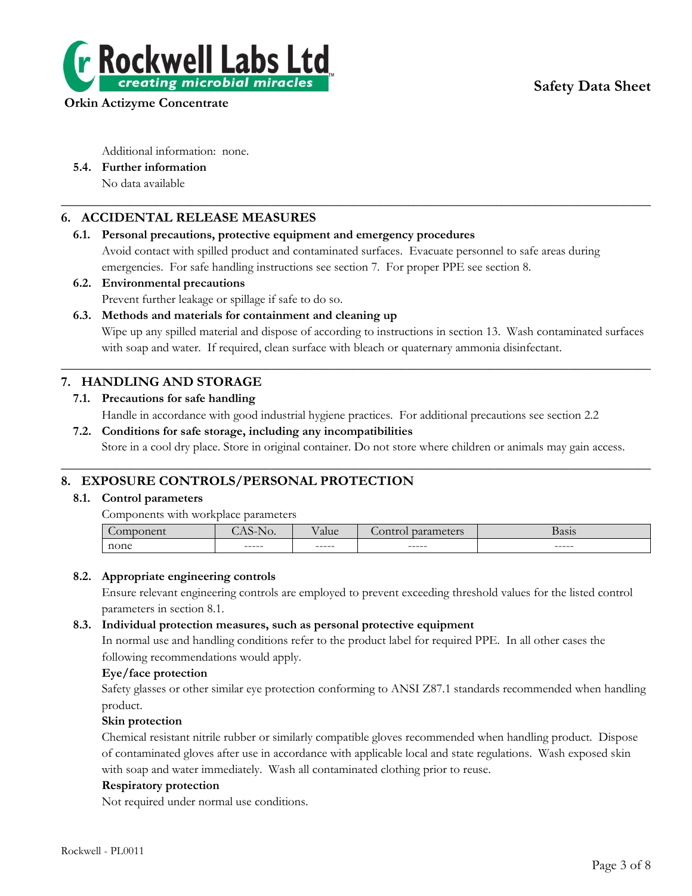Additional information: none.

**5.4. Further information**

No data available

## 6. ACCIDENTAL RELEASE MEASURES

**6.1. Personal precautions, protective equipment and emergency procedures**

Avoid contact with spilled product and contaminated surfaces. Evacuate personnel to safe areas during emergencies. For safe handling instructions see section 7. For proper PPE see section 8.

**6.2. Environmental precautions**

Prevent further leakage or spillage if safe to do so.

**6.3. Methods and materials for containment and cleaning up**

Wipe up any spilled material and dispose of according to instructions in section 13. Wash contaminated surfaces with soap and water. If required, clean surface with bleach or quaternary ammonia disinfectant.

## 7. HANDLING AND STORAGE

**7.1. Precautions for safe handling**

Handle in accordance with good industrial hygiene practices. For additional precautions see section 2.2

**7.2. Conditions for safe storage, including any incompatibilities**

Store in a cool dry place. Store in original container. Do not store where children or animals may gain access.

## 8. EXPOSURE CONTROLS/PERSONAL PROTECTION

**8.1. Control parameters**

Components with workplace parameters

| Component | CAS-No. | Value | Control parameters | Basis |
|---|---|---|---|---|
| none | ----- | ----- | ----- | ----- |

**8.2. Appropriate engineering controls**

Ensure relevant engineering controls are employed to prevent exceeding threshold values for the listed control parameters in section 8.1.

**8.3. Individual protection measures, such as personal protective equipment**

In normal use and handling conditions refer to the product label for required PPE. In all other cases the following recommendations would apply.

**Eye/face protection**

Safety glasses or other similar eye protection conforming to ANSI Z87.1 standards recommended when handling product.

**Skin protection**

Chemical resistant nitrile rubber or similarly compatible gloves recommended when handling product. Dispose of contaminated gloves after use in accordance with applicable local and state regulations. Wash exposed skin with soap and water immediately. Wash all contaminated clothing prior to reuse.

**Respiratory protection**

Not required under normal use conditions.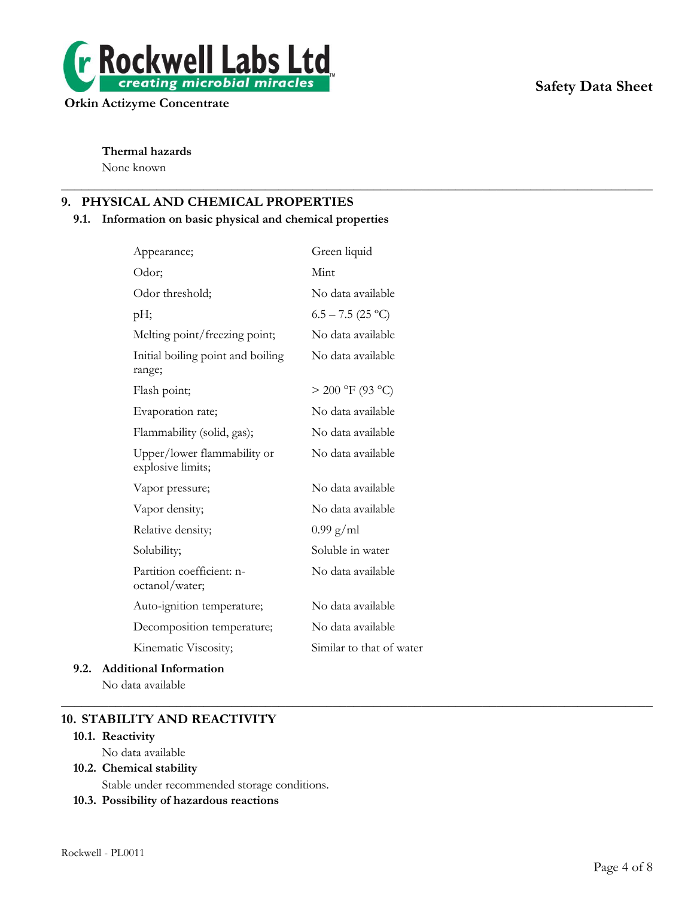**Thermal hazards**

None known

## 9. PHYSICAL AND CHEMICAL PROPERTIES

### 9.1. Information on basic physical and chemical properties

| Property | Value |
|---|---|
| Appearance; | Green liquid |
| Odor; | Mint |
| Odor threshold; | No data available |
| pH; | 6.5 – 7.5 (25 °C) |
| Melting point/freezing point; | No data available |
| Initial boiling point and boiling range; | No data available |
| Flash point; | > 200 °F (93 °C) |
| Evaporation rate; | No data available |
| Flammability (solid, gas); | No data available |
| Upper/lower flammability or explosive limits; | No data available |
| Vapor pressure; | No data available |
| Vapor density; | No data available |
| Relative density; | 0.99 g/ml |
| Solubility; | Soluble in water |
| Partition coefficient: n-octanol/water; | No data available |
| Auto-ignition temperature; | No data available |
| Decomposition temperature; | No data available |
| Kinematic Viscosity; | Similar to that of water |

### 9.2. Additional Information

No data available

## 10. STABILITY AND REACTIVITY

### 10.1. Reactivity

No data available

### 10.2. Chemical stability

Stable under recommended storage conditions.

### 10.3. Possibility of hazardous reactions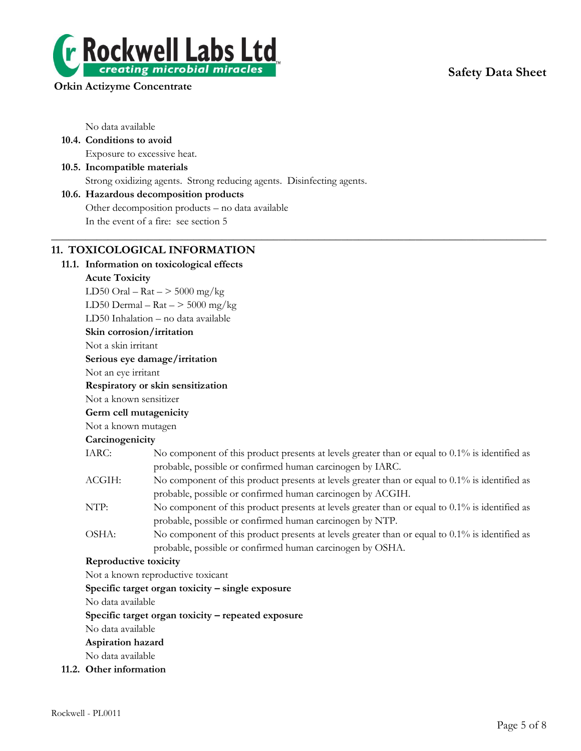No data available

**10.4. Conditions to avoid**

Exposure to excessive heat.

**10.5. Incompatible materials**

Strong oxidizing agents. Strong reducing agents. Disinfecting agents.

**10.6. Hazardous decomposition products**

Other decomposition products – no data available

In the event of a fire: see section 5

---

## 11. TOXICOLOGICAL INFORMATION

### 11.1. Information on toxicological effects

**Acute Toxicity**

LD50 Oral – Rat – > 5000 mg/kg

LD50 Dermal – Rat – > 5000 mg/kg

LD50 Inhalation – no data available

**Skin corrosion/irritation**

Not a skin irritant

**Serious eye damage/irritation**

Not an eye irritant

**Respiratory or skin sensitization**

Not a known sensitizer

**Germ cell mutagenicity**

Not a known mutagen

**Carcinogenicity**

IARC: No component of this product presents at levels greater than or equal to 0.1% is identified as probable, possible or confirmed human carcinogen by IARC.

ACGIH: No component of this product presents at levels greater than or equal to 0.1% is identified as probable, possible or confirmed human carcinogen by ACGIH.

NTP: No component of this product presents at levels greater than or equal to 0.1% is identified as probable, possible or confirmed human carcinogen by NTP.

OSHA: No component of this product presents at levels greater than or equal to 0.1% is identified as probable, possible or confirmed human carcinogen by OSHA.

**Reproductive toxicity**

Not a known reproductive toxicant

**Specific target organ toxicity – single exposure**

No data available

**Specific target organ toxicity – repeated exposure**

No data available

**Aspiration hazard**

No data available

### 11.2. Other information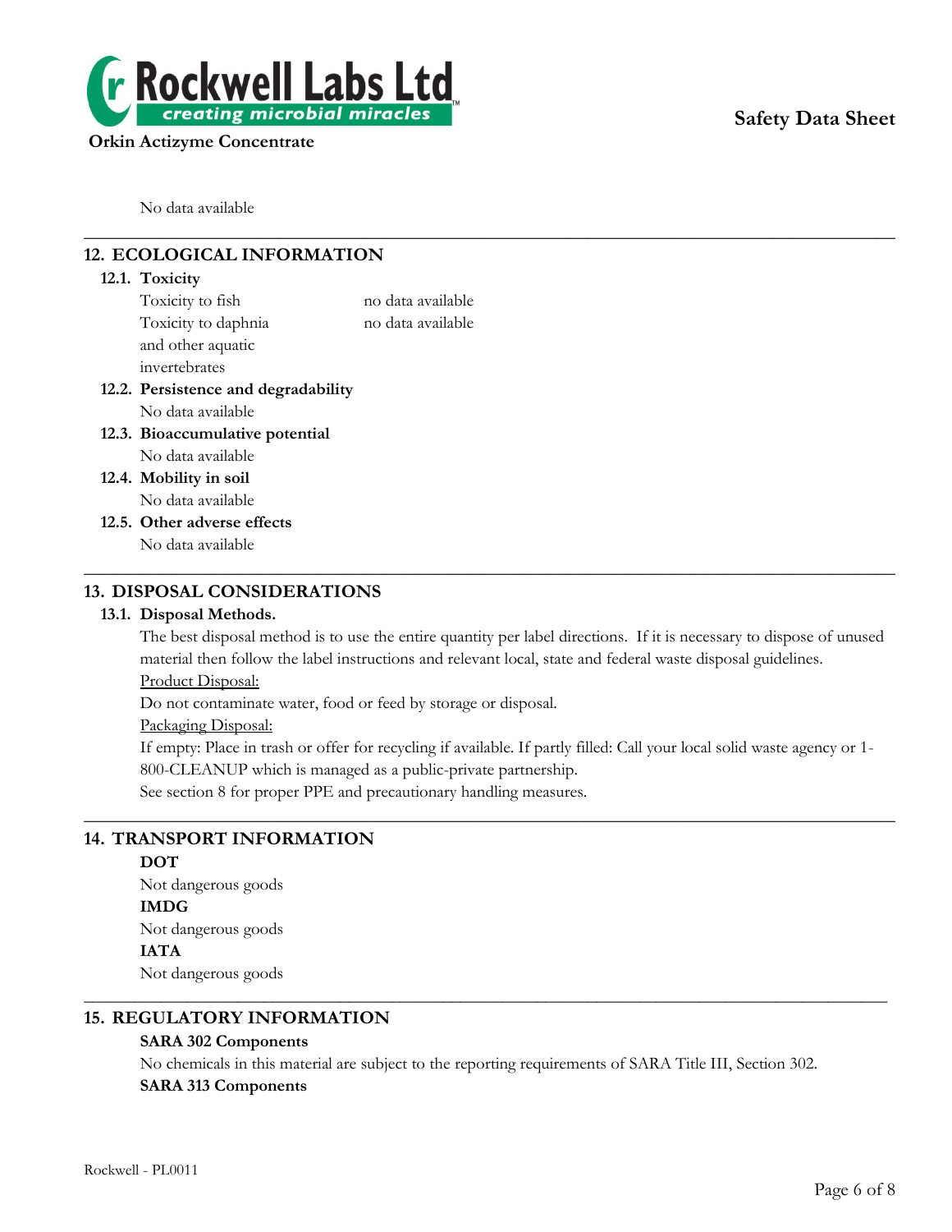No data available

## 12. ECOLOGICAL INFORMATION

### 12.1. Toxicity

| | |
|---|---|
| Toxicity to fish | no data available |
| Toxicity to daphnia and other aquatic invertebrates | no data available |

### 12.2. Persistence and degradability

No data available

### 12.3. Bioaccumulative potential

No data available

### 12.4. Mobility in soil

No data available

### 12.5. Other adverse effects

No data available

## 13. DISPOSAL CONSIDERATIONS

### 13.1. Disposal Methods.

The best disposal method is to use the entire quantity per label directions. If it is necessary to dispose of unused material then follow the label instructions and relevant local, state and federal waste disposal guidelines.

Product Disposal:

Do not contaminate water, food or feed by storage or disposal.

Packaging Disposal:

If empty: Place in trash or offer for recycling if available. If partly filled: Call your local solid waste agency or 1-800-CLEANUP which is managed as a public-private partnership.

See section 8 for proper PPE and precautionary handling measures.

## 14. TRANSPORT INFORMATION

**DOT**

Not dangerous goods

**IMDG**

Not dangerous goods

**IATA**

Not dangerous goods

## 15. REGULATORY INFORMATION

**SARA 302 Components**

No chemicals in this material are subject to the reporting requirements of SARA Title III, Section 302.

**SARA 313 Components**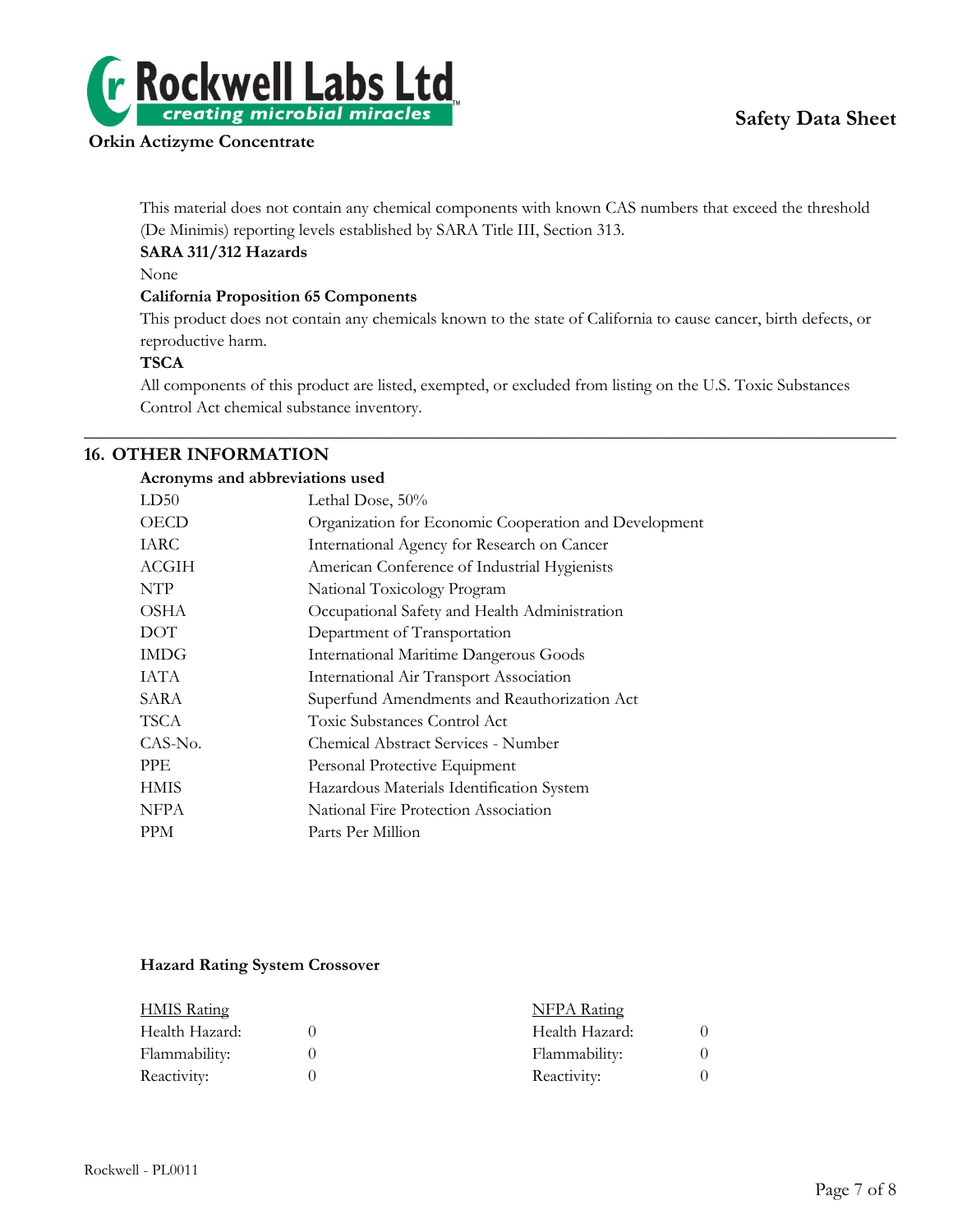This material does not contain any chemical components with known CAS numbers that exceed the threshold (De Minimis) reporting levels established by SARA Title III, Section 313.

**SARA 311/312 Hazards**

None

**California Proposition 65 Components**

This product does not contain any chemicals known to the state of California to cause cancer, birth defects, or reproductive harm.

**TSCA**

All components of this product are listed, exempted, or excluded from listing on the U.S. Toxic Substances Control Act chemical substance inventory.

---

## 16. OTHER INFORMATION

**Acronyms and abbreviations used**

| | |
|---|---|
| LD50 | Lethal Dose, 50% |
| OECD | Organization for Economic Cooperation and Development |
| IARC | International Agency for Research on Cancer |
| ACGIH | American Conference of Industrial Hygienists |
| NTP | National Toxicology Program |
| OSHA | Occupational Safety and Health Administration |
| DOT | Department of Transportation |
| IMDG | International Maritime Dangerous Goods |
| IATA | International Air Transport Association |
| SARA | Superfund Amendments and Reauthorization Act |
| TSCA | Toxic Substances Control Act |
| CAS-No. | Chemical Abstract Services - Number |
| PPE | Personal Protective Equipment |
| HMIS | Hazardous Materials Identification System |
| NFPA | National Fire Protection Association |
| PPM | Parts Per Million |

**Hazard Rating System Crossover**

| HMIS Rating | | NFPA Rating | |
|---|---|---|---|
| Health Hazard: | 0 | Health Hazard: | 0 |
| Flammability: | 0 | Flammability: | 0 |
| Reactivity: | 0 | Reactivity: | 0 |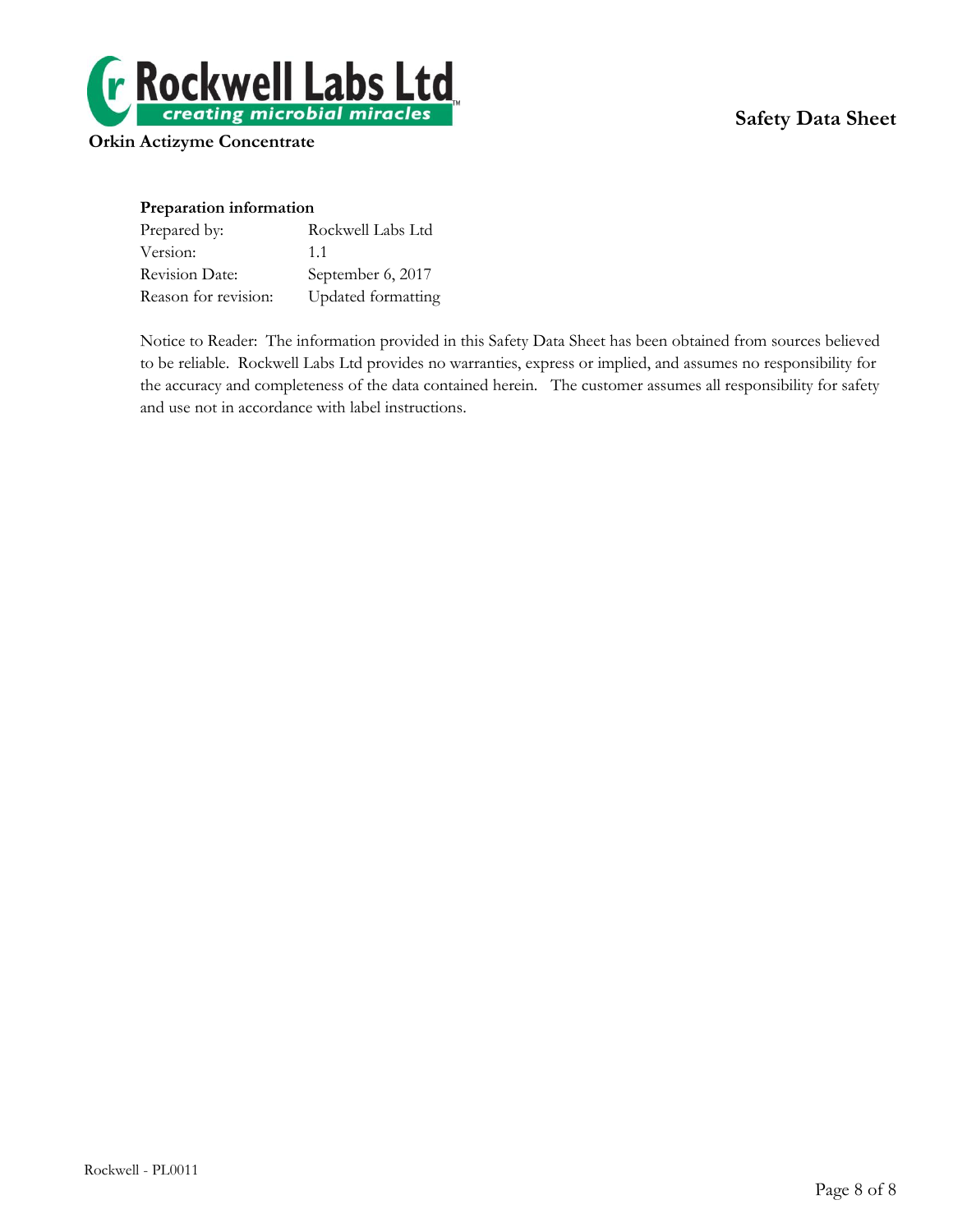### Preparation information

| | |
|---|---|
| Prepared by: | Rockwell Labs Ltd |
| Version: | 1.1 |
| Revision Date: | September 6, 2017 |
| Reason for revision: | Updated formatting |

Notice to Reader: The information provided in this Safety Data Sheet has been obtained from sources believed to be reliable. Rockwell Labs Ltd provides no warranties, express or implied, and assumes no responsibility for the accuracy and completeness of the data contained herein. The customer assumes all responsibility for safety and use not in accordance with label instructions.